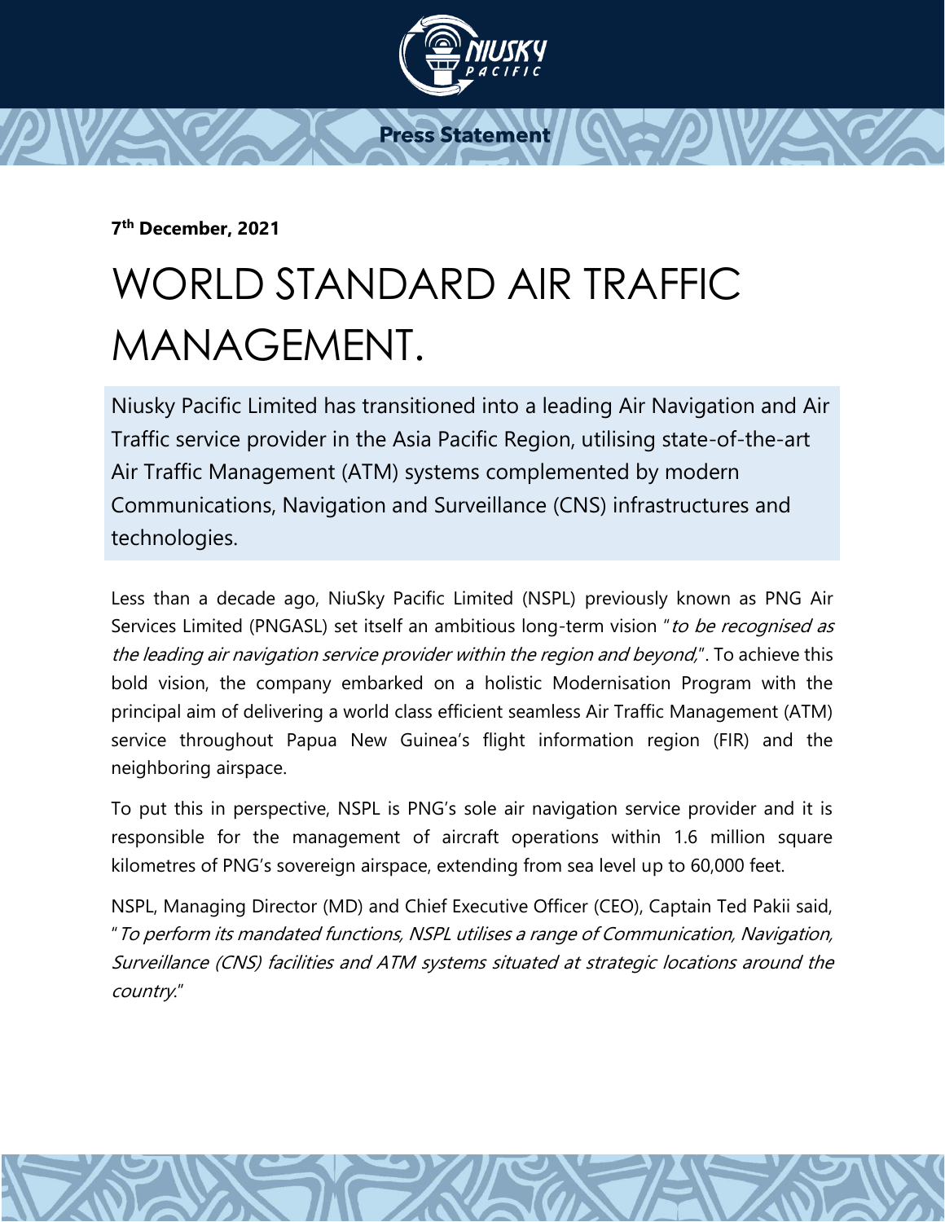**Press Statement**

**7th December, 2021**

# WORLD STANDARD AIR TRAFFIC MANAGEMENT.

Niusky Pacific Limited has transitioned into a leading Air Navigation and Air Traffic service provider in the Asia Pacific Region, utilising state-of-the-art Air Traffic Management (ATM) systems complemented by modern Communications, Navigation and Surveillance (CNS) infrastructures and technologies.

Less than a decade ago, NiuSky Pacific Limited (NSPL) previously known as PNG Air Services Limited (PNGASL) set itself an ambitious long-term vision "*to be recognised as the leading air navigation service provider within the region and beyond,*". To achieve this bold vision, the company embarked on a holistic Modernisation Program with the principal aim of delivering a world class efficient seamless Air Traffic Management (ATM) service throughout Papua New Guinea's flight information region (FIR) and the neighboring airspace.

To put this in perspective, NSPL is PNG's sole air navigation service provider and it is responsible for the management of aircraft operations within 1.6 million square kilometres of PNG's sovereign airspace, extending from sea level up to 60,000 feet.

NSPL, Managing Director (MD) and Chief Executive Officer (CEO), Captain Ted Pakii said, "*To perform its mandated functions, NSPL utilises a range of Communication, Navigation, Surveillance (CNS) facilities and ATM systems situated at strategic locations around the country.*"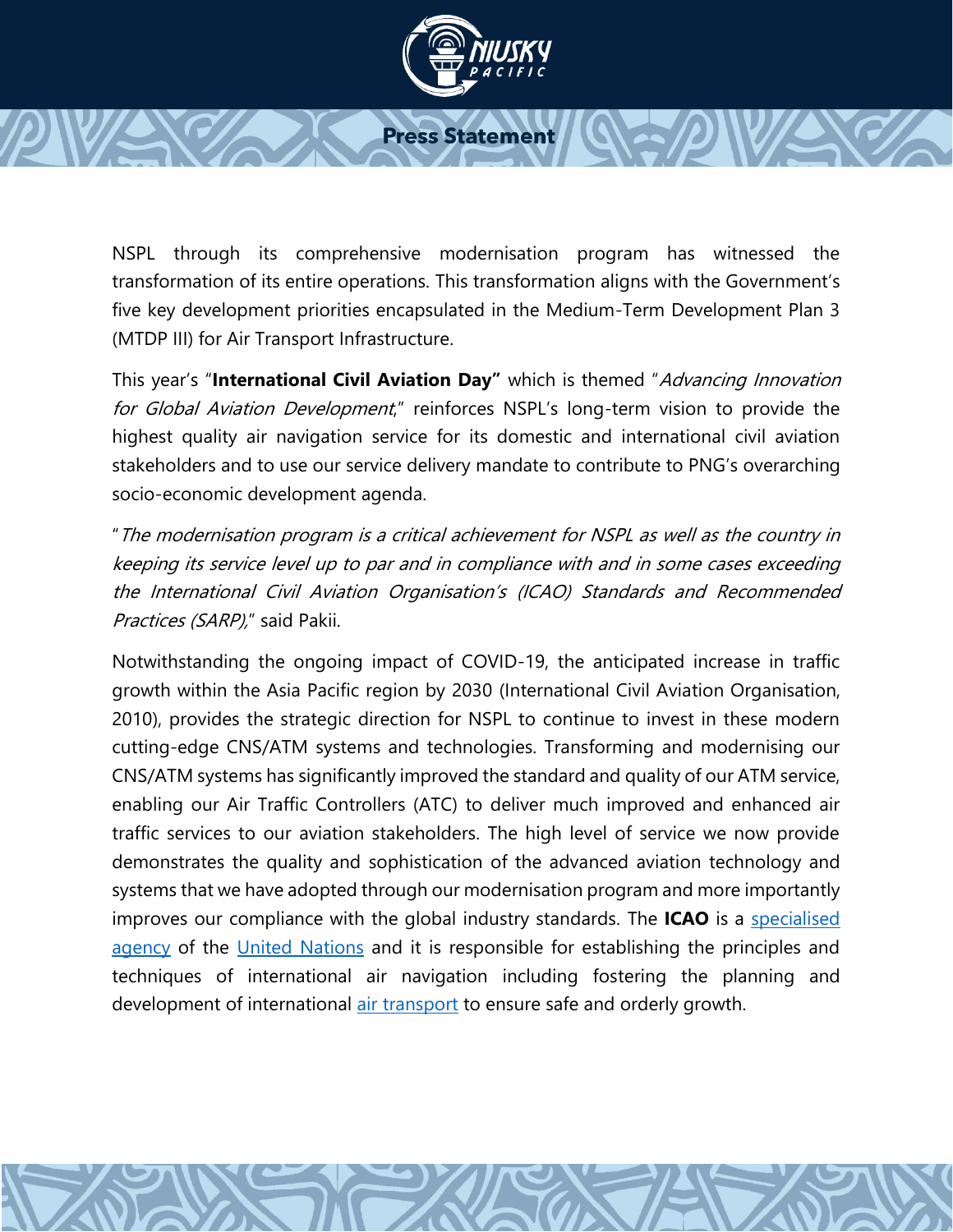NSPL through its comprehensive modernisation program has witnessed the transformation of its entire operations. This transformation aligns with the Government's five key development priorities encapsulated in the Medium-Term Development Plan 3 (MTDP III) for Air Transport Infrastructure.

This year's "**International Civil Aviation Day"** which is themed "*Advancing Innovation for Global Aviation Development*," reinforces NSPL's long-term vision to provide the highest quality air navigation service for its domestic and international civil aviation stakeholders and to use our service delivery mandate to contribute to PNG's overarching socio-economic development agenda.

"*The modernisation program is a critical achievement for NSPL as well as the country in keeping its service level up to par and in compliance with and in some cases exceeding the International Civil Aviation Organisation's (ICAO) Standards and Recommended Practices (SARP),*" said Pakii.

Notwithstanding the ongoing impact of COVID-19, the anticipated increase in traffic growth within the Asia Pacific region by 2030 (International Civil Aviation Organisation, 2010), provides the strategic direction for NSPL to continue to invest in these modern cutting-edge CNS/ATM systems and technologies. Transforming and modernising our CNS/ATM systems has significantly improved the standard and quality of our ATM service, enabling our Air Traffic Controllers (ATC) to deliver much improved and enhanced air traffic services to our aviation stakeholders. The high level of service we now provide demonstrates the quality and sophistication of the advanced aviation technology and systems that we have adopted through our modernisation program and more importantly improves our compliance with the global industry standards. The **ICAO** is a specialised agency of the United Nations and it is responsible for establishing the principles and techniques of international air navigation including fostering the planning and development of international air transport to ensure safe and orderly growth.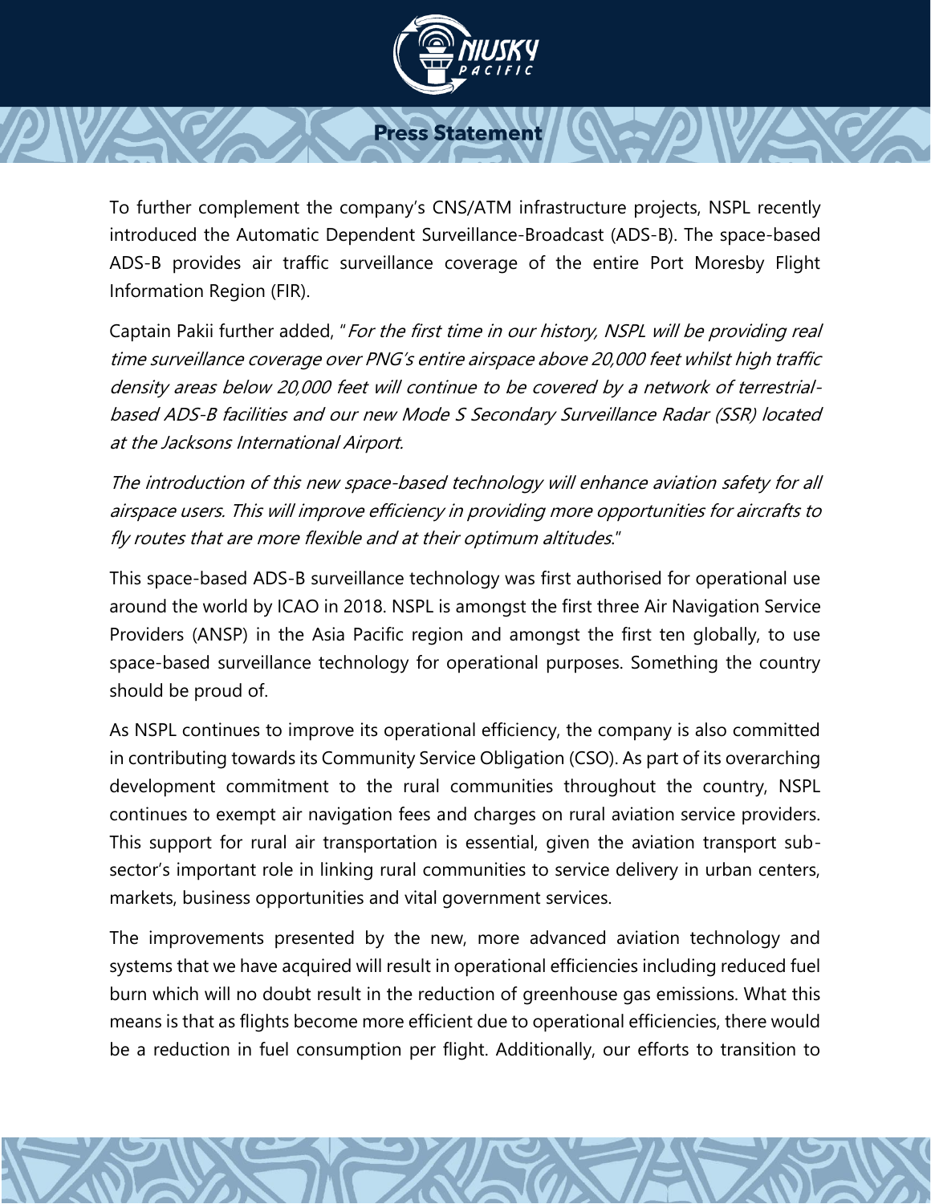To further complement the company's CNS/ATM infrastructure projects, NSPL recently introduced the Automatic Dependent Surveillance-Broadcast (ADS-B). The space-based ADS-B provides air traffic surveillance coverage of the entire Port Moresby Flight Information Region (FIR).

Captain Pakii further added, "*For the first time in our history, NSPL will be providing real time surveillance coverage over PNG's entire airspace above 20,000 feet whilst high traffic density areas below 20,000 feet will continue to be covered by a network of terrestrial-based ADS-B facilities and our new Mode S Secondary Surveillance Radar (SSR) located at the Jacksons International Airport.*

*The introduction of this new space-based technology will enhance aviation safety for all airspace users. This will improve efficiency in providing more opportunities for aircrafts to fly routes that are more flexible and at their optimum altitudes*."

This space-based ADS-B surveillance technology was first authorised for operational use around the world by ICAO in 2018. NSPL is amongst the first three Air Navigation Service Providers (ANSP) in the Asia Pacific region and amongst the first ten globally, to use space-based surveillance technology for operational purposes. Something the country should be proud of.

As NSPL continues to improve its operational efficiency, the company is also committed in contributing towards its Community Service Obligation (CSO). As part of its overarching development commitment to the rural communities throughout the country, NSPL continues to exempt air navigation fees and charges on rural aviation service providers. This support for rural air transportation is essential, given the aviation transport sub-sector's important role in linking rural communities to service delivery in urban centers, markets, business opportunities and vital government services.

The improvements presented by the new, more advanced aviation technology and systems that we have acquired will result in operational efficiencies including reduced fuel burn which will no doubt result in the reduction of greenhouse gas emissions. What this means is that as flights become more efficient due to operational efficiencies, there would be a reduction in fuel consumption per flight. Additionally, our efforts to transition to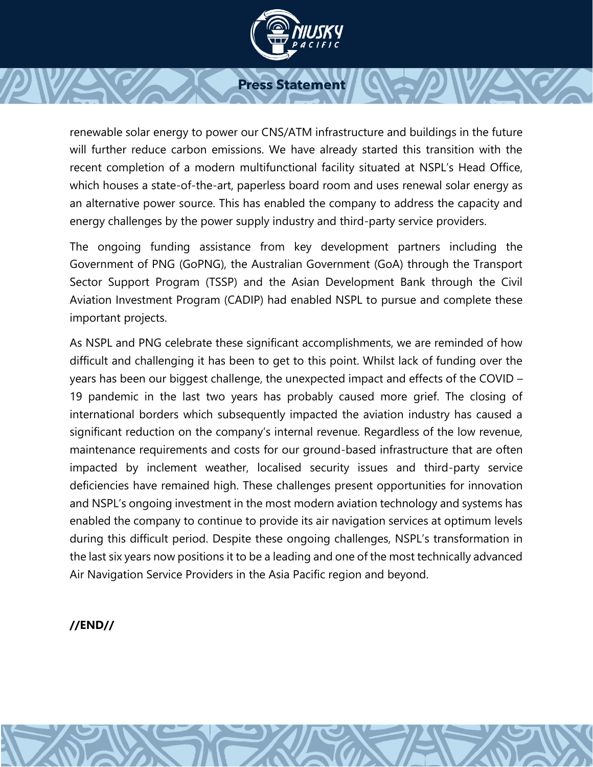renewable solar energy to power our CNS/ATM infrastructure and buildings in the future will further reduce carbon emissions. We have already started this transition with the recent completion of a modern multifunctional facility situated at NSPL's Head Office, which houses a state-of-the-art, paperless board room and uses renewal solar energy as an alternative power source. This has enabled the company to address the capacity and energy challenges by the power supply industry and third-party service providers.

The ongoing funding assistance from key development partners including the Government of PNG (GoPNG), the Australian Government (GoA) through the Transport Sector Support Program (TSSP) and the Asian Development Bank through the Civil Aviation Investment Program (CADIP) had enabled NSPL to pursue and complete these important projects.

As NSPL and PNG celebrate these significant accomplishments, we are reminded of how difficult and challenging it has been to get to this point. Whilst lack of funding over the years has been our biggest challenge, the unexpected impact and effects of the COVID – 19 pandemic in the last two years has probably caused more grief. The closing of international borders which subsequently impacted the aviation industry has caused a significant reduction on the company's internal revenue. Regardless of the low revenue, maintenance requirements and costs for our ground-based infrastructure that are often impacted by inclement weather, localised security issues and third-party service deficiencies have remained high. These challenges present opportunities for innovation and NSPL's ongoing investment in the most modern aviation technology and systems has enabled the company to continue to provide its air navigation services at optimum levels during this difficult period. Despite these ongoing challenges, NSPL's transformation in the last six years now positions it to be a leading and one of the most technically advanced Air Navigation Service Providers in the Asia Pacific region and beyond.

**//END//**